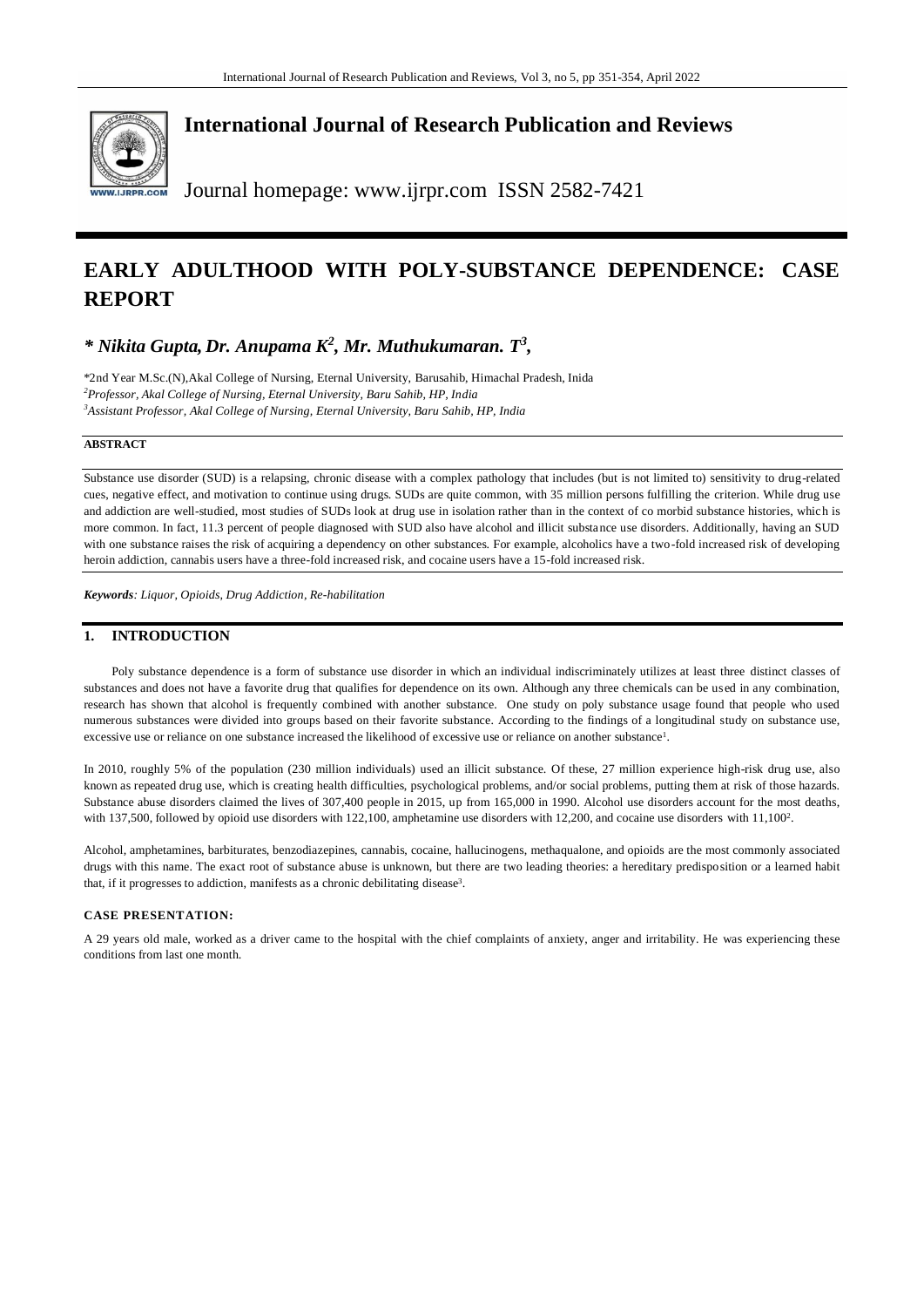# International Journal of Research Publication and Reviews

Journal homepage: www.ijrpr.com ISSN 2582-7421

# EARLY ADULTHOOD WITH POLY-SUBSTANCE DEPENDENCE: CASE REPORT

## *\* Nikita Gupta, Dr. Anupama K[2], Mr. Muthukumaran. T[3],*

\*2nd Year M.Sc.(N),Akal College of Nursing, Eternal University, Barusahib, Himachal Pradesh, Inida

[2]*Professor, Akal College of Nursing, Eternal University, Baru Sahib, HP, India*

[3]*Assistant Professor, Akal College of Nursing, Eternal University, Baru Sahib, HP, India*

### ABSTRACT

Substance use disorder (SUD) is a relapsing, chronic disease with a complex pathology that includes (but is not limited to) sensitivity to drug-related cues, negative effect, and motivation to continue using drugs. SUDs are quite common, with 35 million persons fulfilling the criterion. While drug use and addiction are well-studied, most studies of SUDs look at drug use in isolation rather than in the context of co morbid substance histories, which is more common. In fact, 11.3 percent of people diagnosed with SUD also have alcohol and illicit substance use disorders. Additionally, having an SUD with one substance raises the risk of acquiring a dependency on other substances. For example, alcoholics have a two-fold increased risk of developing heroin addiction, cannabis users have a three-fold increased risk, and cocaine users have a 15-fold increased risk.

***Keywords****: Liquor, Opioids, Drug Addiction, Re-habilitation*

## 1. INTRODUCTION

Poly substance dependence is a form of substance use disorder in which an individual indiscriminately utilizes at least three distinct classes of substances and does not have a favorite drug that qualifies for dependence on its own. Although any three chemicals can be used in any combination, research has shown that alcohol is frequently combined with another substance. One study on poly substance usage found that people who used numerous substances were divided into groups based on their favorite substance. According to the findings of a longitudinal study on substance use, excessive use or reliance on one substance increased the likelihood of excessive use or reliance on another substance[1].

In 2010, roughly 5% of the population (230 million individuals) used an illicit substance. Of these, 27 million experience high-risk drug use, also known as repeated drug use, which is creating health difficulties, psychological problems, and/or social problems, putting them at risk of those hazards. Substance abuse disorders claimed the lives of 307,400 people in 2015, up from 165,000 in 1990. Alcohol use disorders account for the most deaths, with 137,500, followed by opioid use disorders with 122,100, amphetamine use disorders with 12,200, and cocaine use disorders with 11,100[2].

Alcohol, amphetamines, barbiturates, benzodiazepines, cannabis, cocaine, hallucinogens, methaqualone, and opioids are the most commonly associated drugs with this name. The exact root of substance abuse is unknown, but there are two leading theories: a hereditary predisposition or a learned habit that, if it progresses to addiction, manifests as a chronic debilitating disease[3].

### CASE PRESENTATION:

A 29 years old male, worked as a driver came to the hospital with the chief complaints of anxiety, anger and irritability. He was experiencing these conditions from last one month.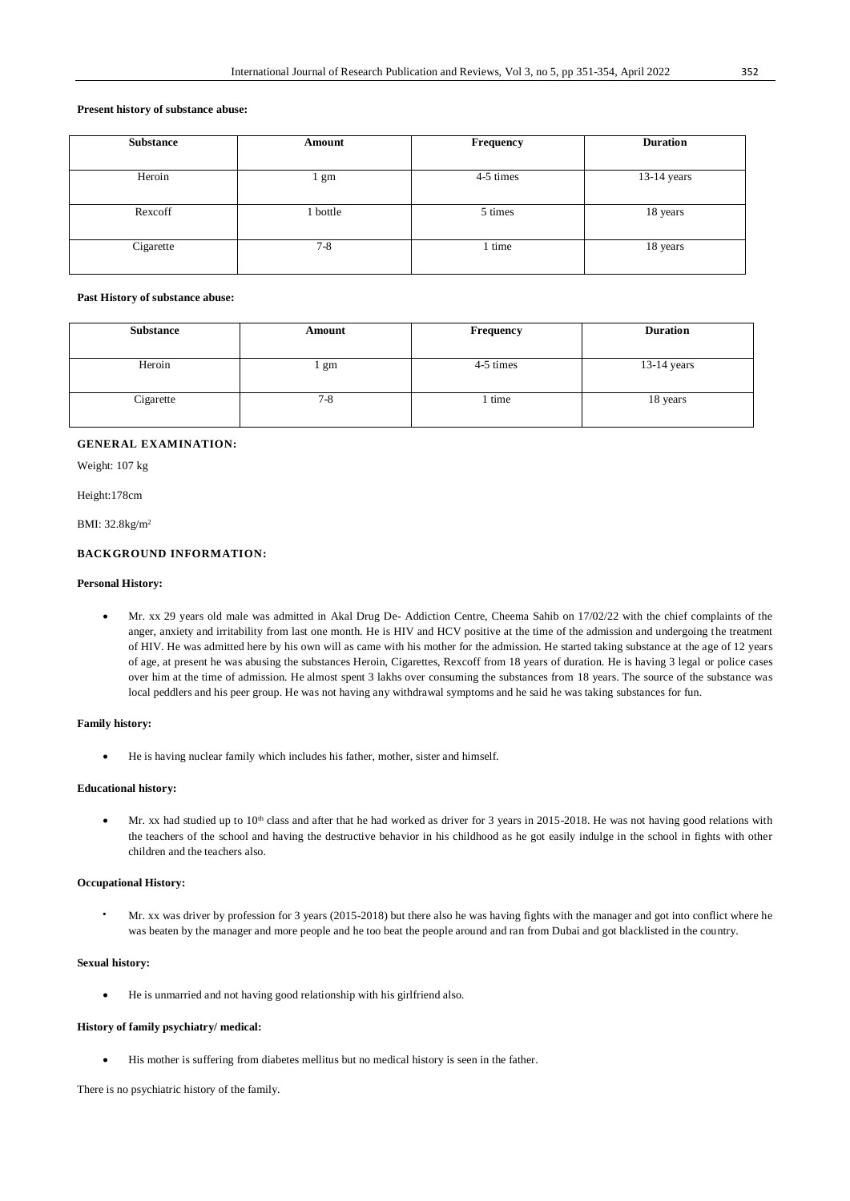**Present history of substance abuse:**

| Substance | Amount | Frequency | Duration |
|---|---|---|---|
| Heroin | 1 gm | 4-5 times | 13-14 years |
| Rexcoff | 1 bottle | 5 times | 18 years |
| Cigarette | 7-8 | 1 time | 18 years |

**Past History of substance abuse:**

| Substance | Amount | Frequency | Duration |
|---|---|---|---|
| Heroin | 1 gm | 4-5 times | 13-14 years |
| Cigarette | 7-8 | 1 time | 18 years |

### GENERAL EXAMINATION:

Weight: 107 kg

Height:178cm

BMI: 32.8kg/m$^2$

### BACKGROUND INFORMATION:

**Personal History:**

- Mr. xx 29 years old male was admitted in Akal Drug De- Addiction Centre, Cheema Sahib on 17/02/22 with the chief complaints of the anger, anxiety and irritability from last one month. He is HIV and HCV positive at the time of the admission and undergoing the treatment of HIV. He was admitted here by his own will as came with his mother for the admission. He started taking substance at the age of 12 years of age, at present he was abusing the substances Heroin, Cigarettes, Rexcoff from 18 years of duration. He is having 3 legal or police cases over him at the time of admission. He almost spent 3 lakhs over consuming the substances from 18 years. The source of the substance was local peddlers and his peer group. He was not having any withdrawal symptoms and he said he was taking substances for fun.

**Family history:**

- He is having nuclear family which includes his father, mother, sister and himself.

**Educational history:**

- Mr. xx had studied up to 10th class and after that he had worked as driver for 3 years in 2015-2018. He was not having good relations with the teachers of the school and having the destructive behavior in his childhood as he got easily indulge in the school in fights with other children and the teachers also.

**Occupational History:**

- Mr. xx was driver by profession for 3 years (2015-2018) but there also he was having fights with the manager and got into conflict where he was beaten by the manager and more people and he too beat the people around and ran from Dubai and got blacklisted in the country.

**Sexual history:**

- He is unmarried and not having good relationship with his girlfriend also.

**History of family psychiatry/ medical:**

- His mother is suffering from diabetes mellitus but no medical history is seen in the father.

There is no psychiatric history of the family.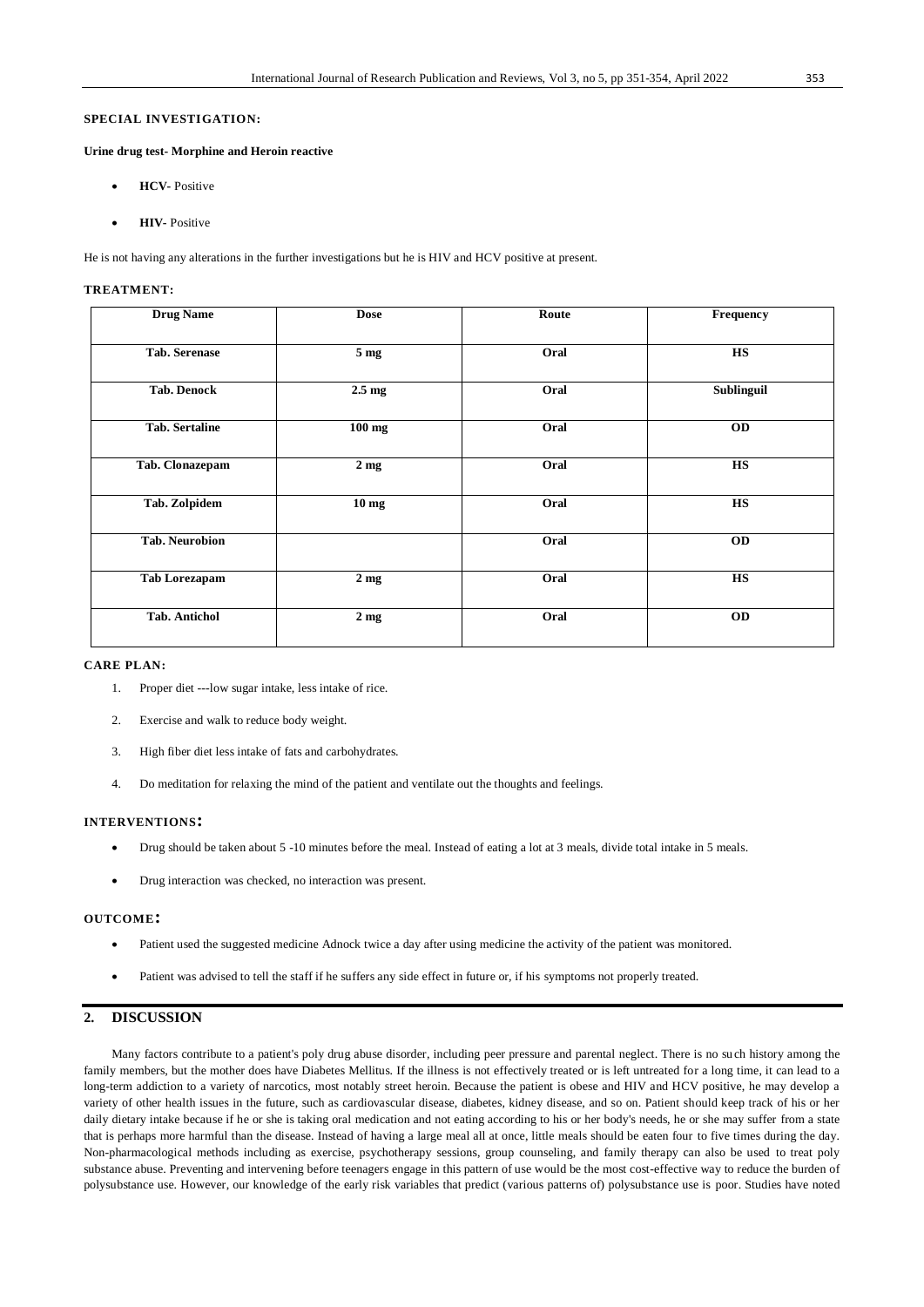**SPECIAL INVESTIGATION:**

**Urine drug test- Morphine and Heroin reactive**

- **HCV-** Positive
- **HIV-** Positive

He is not having any alterations in the further investigations but he is HIV and HCV positive at present.

**TREATMENT:**

| Drug Name | Dose | Route | Frequency |
|---|---|---|---|
| Tab. Serenase | 5 mg | Oral | HS |
| Tab. Denock | 2.5 mg | Oral | Sublinguil |
| Tab. Sertaline | 100 mg | Oral | OD |
| Tab. Clonazepam | 2 mg | Oral | HS |
| Tab. Zolpidem | 10 mg | Oral | HS |
| Tab. Neurobion | | Oral | OD |
| Tab Lorezapam | 2 mg | Oral | HS |
| Tab. Antichol | 2 mg | Oral | OD |

**CARE PLAN:**

1. Proper diet ---low sugar intake, less intake of rice.
2. Exercise and walk to reduce body weight.
3. High fiber diet less intake of fats and carbohydrates.
4. Do meditation for relaxing the mind of the patient and ventilate out the thoughts and feelings.

**INTERVENTIONS:**

- Drug should be taken about 5 -10 minutes before the meal. Instead of eating a lot at 3 meals, divide total intake in 5 meals.
- Drug interaction was checked, no interaction was present.

**OUTCOME:**

- Patient used the suggested medicine Adnock twice a day after using medicine the activity of the patient was monitored.
- Patient was advised to tell the staff if he suffers any side effect in future or, if his symptoms not properly treated.

## 2. DISCUSSION

Many factors contribute to a patient's poly drug abuse disorder, including peer pressure and parental neglect. There is no such history among the family members, but the mother does have Diabetes Mellitus. If the illness is not effectively treated or is left untreated for a long time, it can lead to a long-term addiction to a variety of narcotics, most notably street heroin. Because the patient is obese and HIV and HCV positive, he may develop a variety of other health issues in the future, such as cardiovascular disease, diabetes, kidney disease, and so on. Patient should keep track of his or her daily dietary intake because if he or she is taking oral medication and not eating according to his or her body's needs, he or she may suffer from a state that is perhaps more harmful than the disease. Instead of having a large meal all at once, little meals should be eaten four to five times during the day. Non-pharmacological methods including as exercise, psychotherapy sessions, group counseling, and family therapy can also be used to treat poly substance abuse. Preventing and intervening before teenagers engage in this pattern of use would be the most cost-effective way to reduce the burden of polysubstance use. However, our knowledge of the early risk variables that predict (various patterns of) polysubstance use is poor. Studies have noted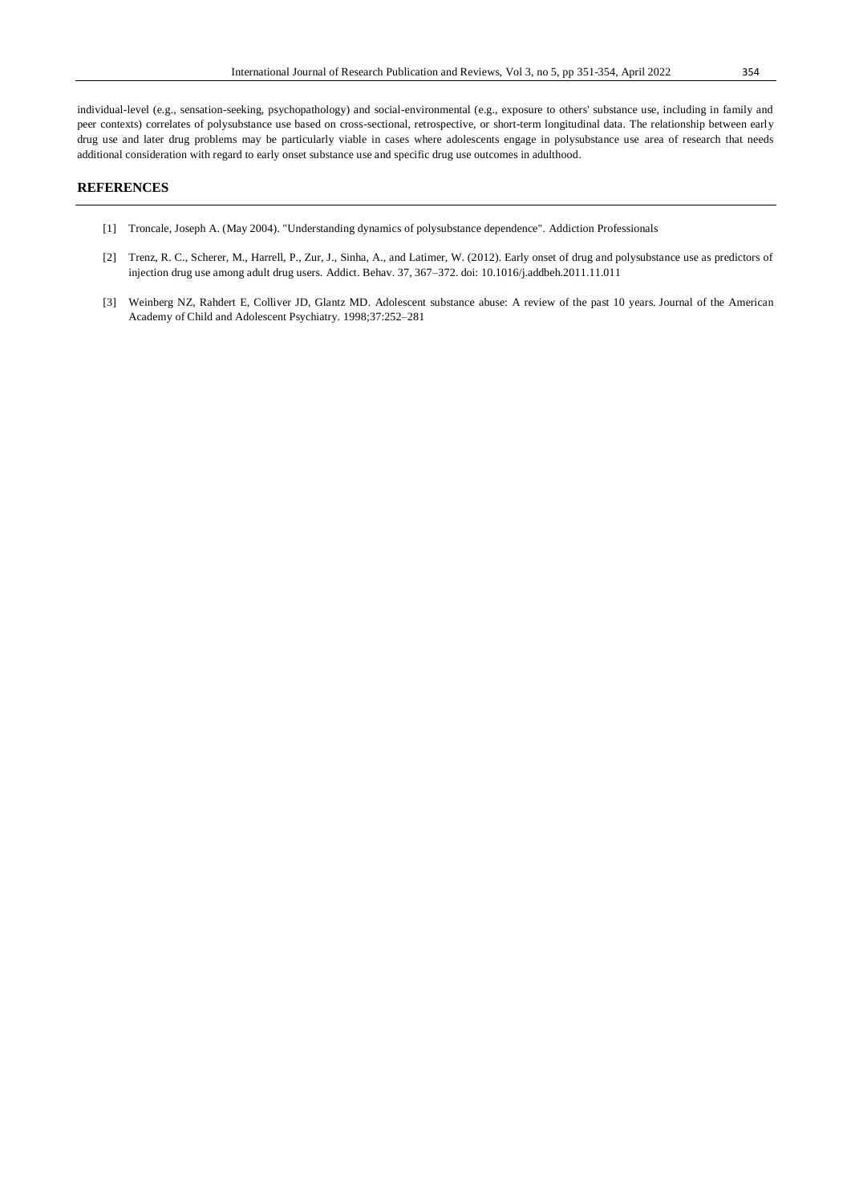individual-level (e.g., sensation-seeking, psychopathology) and social-environmental (e.g., exposure to others' substance use, including in family and peer contexts) correlates of polysubstance use based on cross-sectional, retrospective, or short-term longitudinal data. The relationship between early drug use and later drug problems may be particularly viable in cases where adolescents engage in polysubstance use area of research that needs additional consideration with regard to early onset substance use and specific drug use outcomes in adulthood.

## REFERENCES

[1] Troncale, Joseph A. (May 2004). "Understanding dynamics of polysubstance dependence". Addiction Professionals

[2] Trenz, R. C., Scherer, M., Harrell, P., Zur, J., Sinha, A., and Latimer, W. (2012). Early onset of drug and polysubstance use as predictors of injection drug use among adult drug users. Addict. Behav. 37, 367–372. doi: 10.1016/j.addbeh.2011.11.011

[3] Weinberg NZ, Rahdert E, Colliver JD, Glantz MD. Adolescent substance abuse: A review of the past 10 years. Journal of the American Academy of Child and Adolescent Psychiatry. 1998;37:252–281